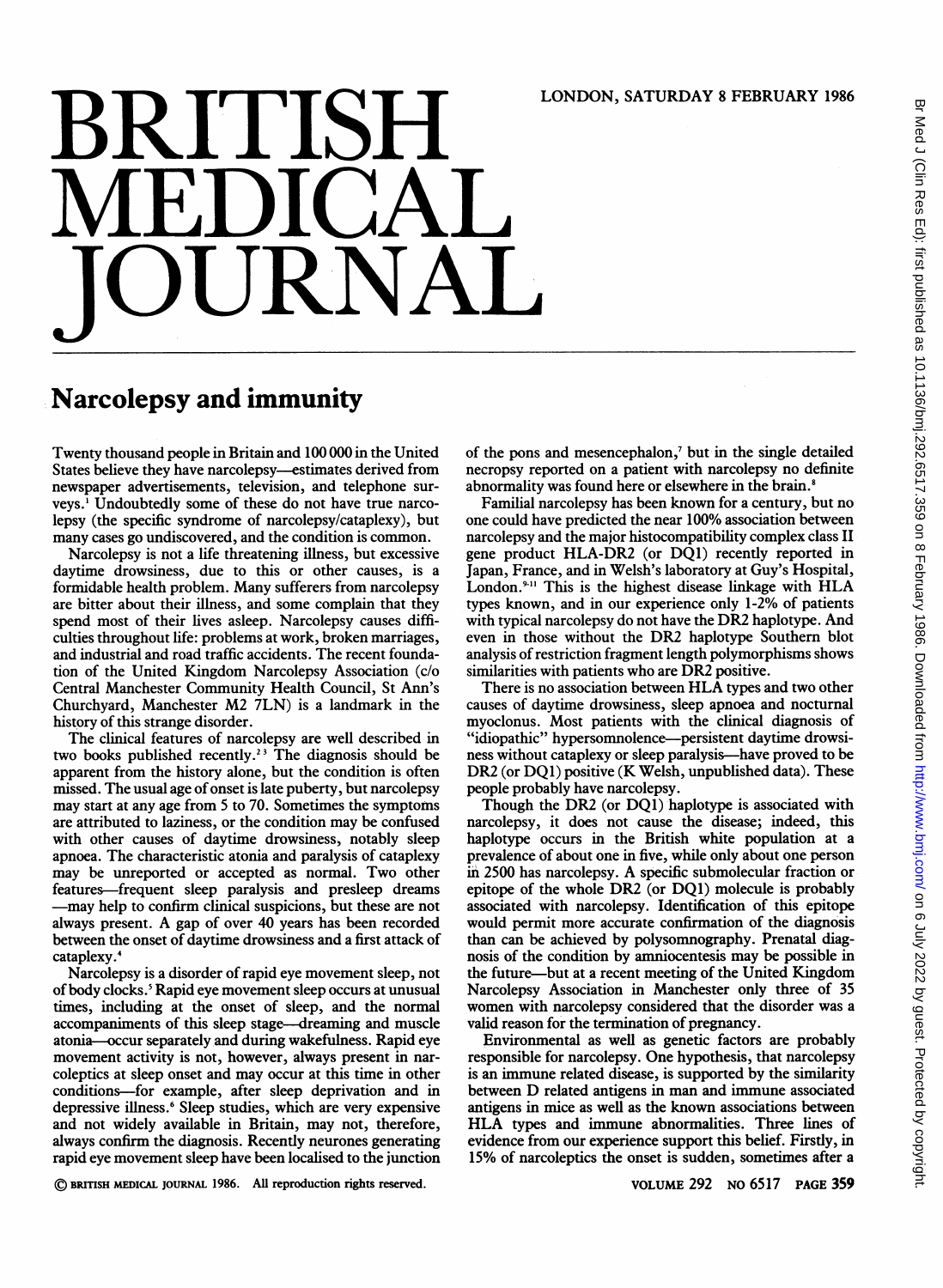# BRITISH MEDICAL JOURNAL

LONDON, SATURDAY 8 FEBRUARY 1986

## Narcolepsy and immunity

Twenty thousand people in Britain and 100 000 in the United States believe they have narcolepsy—estimates derived from newspaper advertisements, television, and telephone surveys.[1] Undoubtedly some of these do not have true narcolepsy (the specific syndrome of narcolepsy/cataplexy), but many cases go undiscovered, and the condition is common.

Narcolepsy is not a life threatening illness, but excessive daytime drowsiness, due to this or other causes, is a formidable health problem. Many sufferers from narcolepsy are bitter about their illness, and some complain that they spend most of their lives asleep. Narcolepsy causes difficulties throughout life: problems at work, broken marriages, and industrial and road traffic accidents. The recent foundation of the United Kingdom Narcolepsy Association (c/o Central Manchester Community Health Council, St Ann's Churchyard, Manchester M2 7LN) is a landmark in the history of this strange disorder.

The clinical features of narcolepsy are well described in two books published recently.[2,3] The diagnosis should be apparent from the history alone, but the condition is often missed. The usual age of onset is late puberty, but narcolepsy may start at any age from 5 to 70. Sometimes the symptoms are attributed to laziness, or the condition may be confused with other causes of daytime drowsiness, notably sleep apnoea. The characteristic atonia and paralysis of cataplexy may be unreported or accepted as normal. Two other features—frequent sleep paralysis and presleep dreams—may help to confirm clinical suspicions, but these are not always present. A gap of over 40 years has been recorded between the onset of daytime drowsiness and a first attack of cataplexy.[4]

Narcolepsy is a disorder of rapid eye movement sleep, not of body clocks.[5] Rapid eye movement sleep occurs at unusual times, including at the onset of sleep, and the normal accompaniments of this sleep stage—dreaming and muscle atonia—occur separately and during wakefulness. Rapid eye movement activity is not, however, always present in narcoleptics at sleep onset and may occur at this time in other conditions—for example, after sleep deprivation and in depressive illness.[6] Sleep studies, which are very expensive and not widely available in Britain, may not, therefore, always confirm the diagnosis. Recently neurones generating rapid eye movement sleep have been localised to the junction of the pons and mesencephalon,[7] but in the single detailed necropsy reported on a patient with narcolepsy no definite abnormality was found here or elsewhere in the brain.[8]

Familial narcolepsy has been known for a century, but no one could have predicted the near 100% association between narcolepsy and the major histocompatibility complex class II gene product HLA-DR2 (or DQ1) recently reported in Japan, France, and in Welsh's laboratory at Guy's Hospital, London.[9-11] This is the highest disease linkage with HLA types known, and in our experience only 1-2% of patients with typical narcolepsy do not have the DR2 haplotype. And even in those without the DR2 haplotype Southern blot analysis of restriction fragment length polymorphisms shows similarities with patients who are DR2 positive.

There is no association between HLA types and two other causes of daytime drowsiness, sleep apnoea and nocturnal myoclonus. Most patients with the clinical diagnosis of "idiopathic" hypersomnolence—persistent daytime drowsiness without cataplexy or sleep paralysis—have proved to be DR2 (or DQ1) positive (K Welsh, unpublished data). These people probably have narcolepsy.

Though the DR2 (or DQ1) haplotype is associated with narcolepsy, it does not cause the disease; indeed, this haplotype occurs in the British white population at a prevalence of about one in five, while only about one person in 2500 has narcolepsy. A specific submolecular fraction or epitope of the whole DR2 (or DQ1) molecule is probably associated with narcolepsy. Identification of this epitope would permit more accurate confirmation of the diagnosis than can be achieved by polysomnography. Prenatal diagnosis of the condition by amniocentesis may be possible in the future—but at a recent meeting of the United Kingdom Narcolepsy Association in Manchester only three of 35 women with narcolepsy considered that the disorder was a valid reason for the termination of pregnancy.

Environmental as well as genetic factors are probably responsible for narcolepsy. One hypothesis, that narcolepsy is an immune related disease, is supported by the similarity between D related antigens in man and immune associated antigens in mice as well as the known associations between HLA types and immune abnormalities. Three lines of evidence from our experience support this belief. Firstly, in 15% of narcoleptics the onset is sudden, sometimes after a

© BRITISH MEDICAL JOURNAL 1986. All reproduction rights reserved.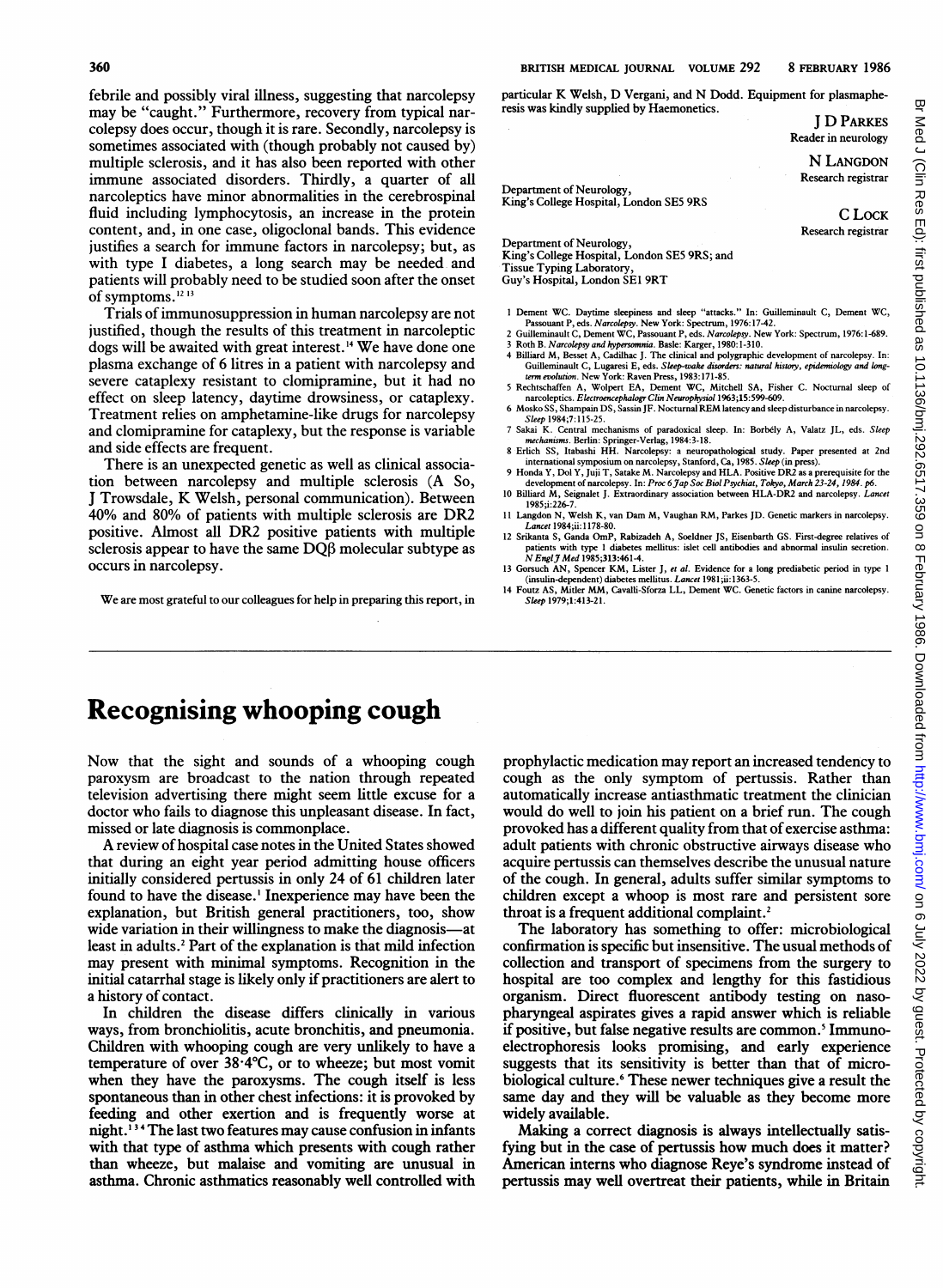febrile and possibly viral illness, suggesting that narcolepsy may be "caught." Furthermore, recovery from typical narcolepsy does occur, though it is rare. Secondly, narcolepsy is sometimes associated with (though probably not caused by) multiple sclerosis, and it has also been reported with other immune associated disorders. Thirdly, a quarter of all narcoleptics have minor abnormalities in the cerebrospinal fluid including lymphocytosis, an increase in the protein content, and, in one case, oligoclonal bands. This evidence justifies a search for immune factors in narcolepsy; but, as with type I diabetes, a long search may be needed and patients will probably need to be studied soon after the onset of symptoms.[12 13]

Trials of immunosuppression in human narcolepsy are not justified, though the results of this treatment in narcoleptic dogs will be awaited with great interest.[14] We have done one plasma exchange of 6 litres in a patient with narcolepsy and severe cataplexy resistant to clomipramine, but it had no effect on sleep latency, daytime drowsiness, or cataplexy. Treatment relies on amphetamine-like drugs for narcolepsy and clomipramine for cataplexy, but the response is variable and side effects are frequent.

There is an unexpected genetic as well as clinical association between narcolepsy and multiple sclerosis (A So, J Trowsdale, K Welsh, personal communication). Between 40% and 80% of patients with multiple sclerosis are DR2 positive. Almost all DR2 positive patients with multiple sclerosis appear to have the same DQβ molecular subtype as occurs in narcolepsy.

We are most grateful to our colleagues for help in preparing this report, in particular K Welsh, D Vergani, and N Dodd. Equipment for plasmapheresis was kindly supplied by Haemonetics.

J D PARKES
Reader in neurology

Department of Neurology,
King's College Hospital, London SE5 9RS

N LANGDON
Research registrar

C LOCK
Research registrar

Department of Neurology,
King's College Hospital, London SE5 9RS; and
Tissue Typing Laboratory,
Guy's Hospital, London SE1 9RT

1 Dement WC. Daytime sleepiness and sleep "attacks." In: Guilleminault C, Dement WC, Passouant P, eds. *Narcolepsy*. New York: Spectrum, 1976:17-42.
2 Guilleminault C, Dement WC, Passouant P, eds. *Narcolepsy*. New York: Spectrum, 1976:1-689.
3 Roth B. *Narcolepsy and hypersomnia*. Basle: Karger, 1980:1-310.
4 Billiard M, Besset A, Cadilhac J. The clinical and polygraphic development of narcolepsy. In: Guilleminault C, Lugaresi E, eds. *Sleep-wake disorders: natural history, epidemiology and long-term evolution*. New York: Raven Press, 1983:171-85.
5 Rechtschaffen A, Wolpert EA, Dement WC, Mitchell SA, Fisher C. Nocturnal sleep of narcoleptics. *Electroencephalogr Clin Neurophysiol* 1963;15:599-609.
6 Mosko SS, Shampain DS, Sassin JF. Nocturnal REM latency and sleep disturbance in narcolepsy. *Sleep* 1984;7:115-25.
7 Sakai K. Central mechanisms of paradoxical sleep. In: Borbély A, Valatz JL, eds. *Sleep mechanisms*. Berlin: Springer-Verlag, 1984:3-18.
8 Erlich SS, Itabashi HH. Narcolepsy: a neuropathological study. Paper presented at 2nd international symposium on narcolepsy, Stanford, Ca, 1985. *Sleep* (in press).
9 Honda Y, Dol Y, Juji T, Satake M. Narcolepsy and HLA. Positive DR2 as a prerequisite for the development of narcolepsy. In: *Proc 6 Jap Soc Biol Psychiat, Tokyo, March 23-24, 1984*. p6.
10 Billiard M, Seignalet J. Extraordinary association between HLA-DR2 and narcolepsy. *Lancet* 1985;i:226-7.
11 Langdon N, Welsh K, van Dam M, Vaughan RM, Parkes JD. Genetic markers in narcolepsy. *Lancet* 1984;ii:1178-80.
12 Srikanta S, Ganda OmP, Rabizadeh A, Soeldner JS, Eisenbarth GS. First-degree relatives of patients with type 1 diabetes mellitus: islet cell antibodies and abnormal insulin secretion. *N Engl J Med* 1985;313:461-4.
13 Gorsuch AN, Spencer KM, Lister J, *et al*. Evidence for a long prediabetic period in type 1 (insulin-dependent) diabetes mellitus. *Lancet* 1981;ii:1363-5.
14 Foutz AS, Mitler MM, Cavalli-Sforza LL, Dement WC. Genetic factors in canine narcolepsy. *Sleep* 1979;1:413-21.

# Recognising whooping cough

Now that the sight and sounds of a whooping cough paroxysm are broadcast to the nation through repeated television advertising there might seem little excuse for a doctor who fails to diagnose this unpleasant disease. In fact, missed or late diagnosis is commonplace.

A review of hospital case notes in the United States showed that during an eight year period admitting house officers initially considered pertussis in only 24 of 61 children later found to have the disease.[1] Inexperience may have been the explanation, but British general practitioners, too, show wide variation in their willingness to make the diagnosis—at least in adults.[2] Part of the explanation is that mild infection may present with minimal symptoms. Recognition in the initial catarrhal stage is likely only if practitioners are alert to a history of contact.

In children the disease differs clinically in various ways, from bronchiolitis, acute bronchitis, and pneumonia. Children with whooping cough are very unlikely to have a temperature of over 38·4°C, or to wheeze; but most vomit when they have the paroxysms. The cough itself is less spontaneous than in other chest infections: it is provoked by feeding and other exertion and is frequently worse at night.[1 3 4] The last two features may cause confusion in infants with that type of asthma which presents with cough rather than wheeze, but malaise and vomiting are unusual in asthma. Chronic asthmatics reasonably well controlled with prophylactic medication may report an increased tendency to cough as the only symptom of pertussis. Rather than automatically increase antiasthmatic treatment the clinician would do well to join his patient on a brief run. The cough provoked has a different quality from that of exercise asthma: adult patients with chronic obstructive airways disease who acquire pertussis can themselves describe the unusual nature of the cough. In general, adults suffer similar symptoms to children except a whoop is most rare and persistent sore throat is a frequent additional complaint.[2]

The laboratory has something to offer: microbiological confirmation is specific but insensitive. The usual methods of collection and transport of specimens from the surgery to hospital are too complex and lengthy for this fastidious organism. Direct fluorescent antibody testing on nasopharyngeal aspirates gives a rapid answer which is reliable if positive, but false negative results are common.[5] Immunoelectrophoresis looks promising, and early experience suggests that its sensitivity is better than that of microbiological culture.[6] These newer techniques give a result the same day and they will be valuable as they become more widely available.

Making a correct diagnosis is always intellectually satisfying but in the case of pertussis how much does it matter? American interns who diagnose Reye's syndrome instead of pertussis may well overtreat their patients, while in Britain